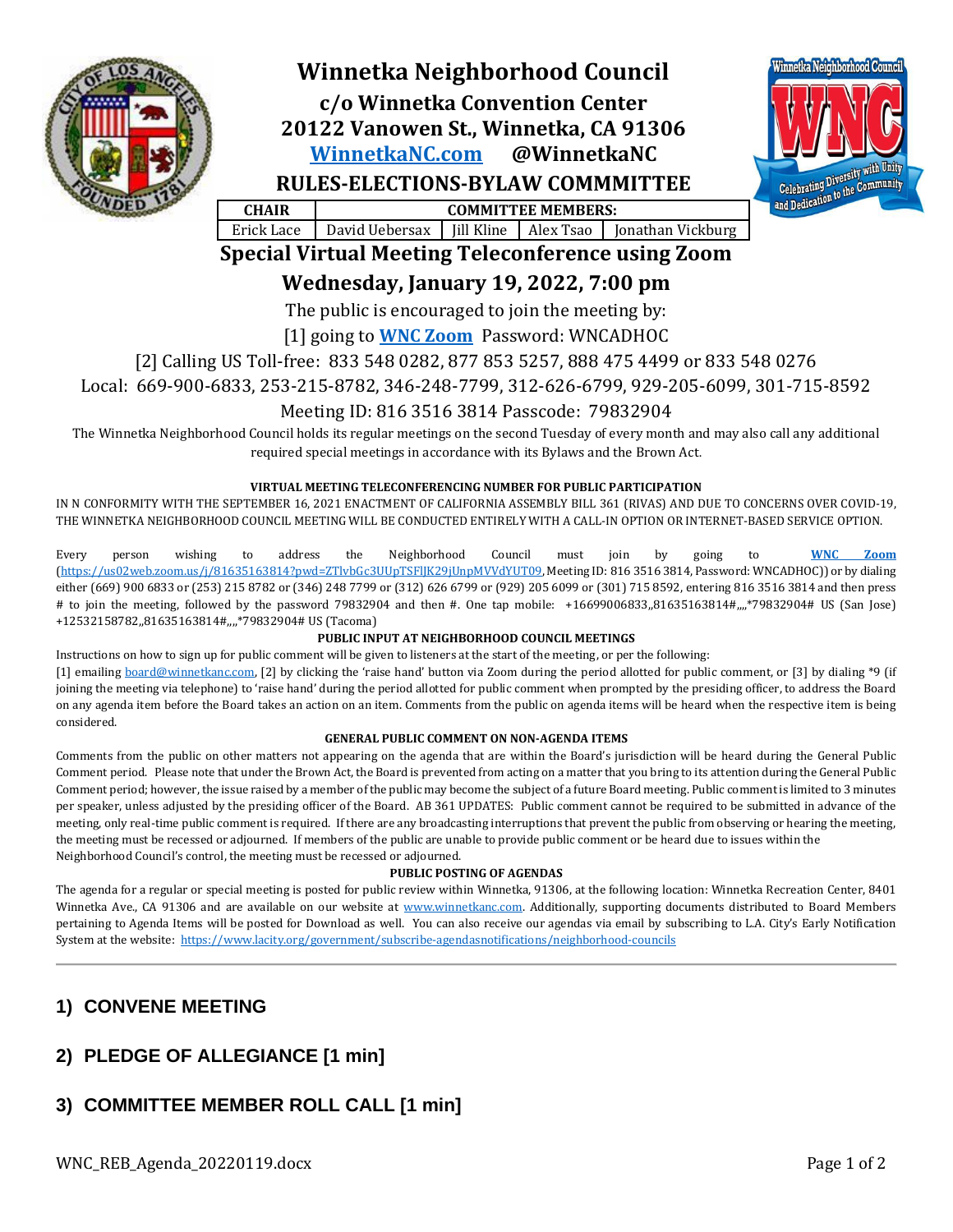# Winnetka Neighborhood Council

## c/o Winnetka Convention Center
## 20122 Vanowen St., Winnetka, CA 91306
## WinnetkaNC.com @WinnetkaNC

## RULES-ELECTIONS-BYLAW COMMMITTEE

| CHAIR | COMMITTEE MEMBERS: | | | |
|---|---|---|---|---|
| Erick Lace | David Uebersax | Jill Kline | Alex Tsao | Jonathan Vickburg |

## Special Virtual Meeting Teleconference using Zoom

## Wednesday, January 19, 2022, 7:00 pm

The public is encouraged to join the meeting by:

[1] going to **WNC Zoom** Password: WNCADHOC

[2] Calling US Toll-free: 833 548 0282, 877 853 5257, 888 475 4499 or 833 548 0276

Local: 669-900-6833, 253-215-8782, 346-248-7799, 312-626-6799, 929-205-6099, 301-715-8592

Meeting ID: 816 3516 3814 Passcode: 79832904

The Winnetka Neighborhood Council holds its regular meetings on the second Tuesday of every month and may also call any additional required special meetings in accordance with its Bylaws and the Brown Act.

**VIRTUAL MEETING TELECONFERENCING NUMBER FOR PUBLIC PARTICIPATION**

IN N CONFORMITY WITH THE SEPTEMBER 16, 2021 ENACTMENT OF CALIFORNIA ASSEMBLY BILL 361 (RIVAS) AND DUE TO CONCERNS OVER COVID-19, THE WINNETKA NEIGHBORHOOD COUNCIL MEETING WILL BE CONDUCTED ENTIRELY WITH A CALL-IN OPTION OR INTERNET-BASED SERVICE OPTION.

Every person wishing to address the Neighborhood Council must join by going to **WNC Zoom** (https://us02web.zoom.us/j/81635163814?pwd=ZTlvbGc3UUpTSFlJK29jUnpMVVdYUT09, Meeting ID: 816 3516 3814, Password: WNCADHOC)) or by dialing either (669) 900 6833 or (253) 215 8782 or (346) 248 7799 or (312) 626 6799 or (929) 205 6099 or (301) 715 8592, entering 816 3516 3814 and then press # to join the meeting, followed by the password 79832904 and then #. One tap mobile: +16699006833,,81635163814#,,,,*79832904# US (San Jose) +12532158782,,81635163814#,,,,*79832904# US (Tacoma)

**PUBLIC INPUT AT NEIGHBORHOOD COUNCIL MEETINGS**

Instructions on how to sign up for public comment will be given to listeners at the start of the meeting, or per the following:
[1] emailing board@winnetkanc.com, [2] by clicking the 'raise hand' button via Zoom during the period allotted for public comment, or [3] by dialing *9 (if joining the meeting via telephone) to 'raise hand' during the period allotted for public comment when prompted by the presiding officer, to address the Board on any agenda item before the Board takes an action on an item. Comments from the public on agenda items will be heard when the respective item is being considered.

**GENERAL PUBLIC COMMENT ON NON-AGENDA ITEMS**

Comments from the public on other matters not appearing on the agenda that are within the Board's jurisdiction will be heard during the General Public Comment period. Please note that under the Brown Act, the Board is prevented from acting on a matter that you bring to its attention during the General Public Comment period; however, the issue raised by a member of the public may become the subject of a future Board meeting. Public comment is limited to 3 minutes per speaker, unless adjusted by the presiding officer of the Board. AB 361 UPDATES: Public comment cannot be required to be submitted in advance of the meeting, only real-time public comment is required. If there are any broadcasting interruptions that prevent the public from observing or hearing the meeting, the meeting must be recessed or adjourned. If members of the public are unable to provide public comment or be heard due to issues within the Neighborhood Council's control, the meeting must be recessed or adjourned.

**PUBLIC POSTING OF AGENDAS**

The agenda for a regular or special meeting is posted for public review within Winnetka, 91306, at the following location: Winnetka Recreation Center, 8401 Winnetka Ave., CA 91306 and are available on our website at www.winnetkanc.com. Additionally, supporting documents distributed to Board Members pertaining to Agenda Items will be posted for Download as well. You can also receive our agendas via email by subscribing to L.A. City's Early Notification System at the website: https://www.lacity.org/government/subscribe-agendasnotifications/neighborhood-councils

---

## 1) CONVENE MEETING

## 2) PLEDGE OF ALLEGIANCE [1 min]

## 3) COMMITTEE MEMBER ROLL CALL [1 min]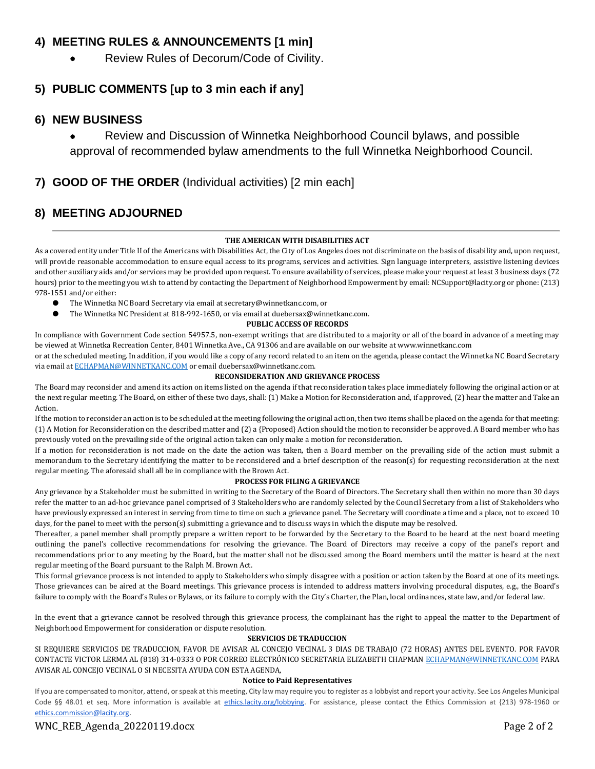## 4) MEETING RULES & ANNOUNCEMENTS [1 min]

- Review Rules of Decorum/Code of Civility.

## 5) PUBLIC COMMENTS [up to 3 min each if any]

## 6) NEW BUSINESS

- Review and Discussion of Winnetka Neighborhood Council bylaws, and possible approval of recommended bylaw amendments to the full Winnetka Neighborhood Council.

## 7) GOOD OF THE ORDER (Individual activities) [2 min each]

## 8) MEETING ADJOURNED

---

**THE AMERICAN WITH DISABILITIES ACT**

As a covered entity under Title II of the Americans with Disabilities Act, the City of Los Angeles does not discriminate on the basis of disability and, upon request, will provide reasonable accommodation to ensure equal access to its programs, services and activities. Sign language interpreters, assistive listening devices and other auxiliary aids and/or services may be provided upon request. To ensure availability of services, please make your request at least 3 business days (72 hours) prior to the meeting you wish to attend by contacting the Department of Neighborhood Empowerment by email: NCSupport@lacity.org or phone: (213) 978-1551 and/or either:

- The Winnetka NC Board Secretary via email at secretary@winnetkanc.com, or
- The Winnetka NC President at 818-992-1650, or via email at duebersax@winnetkanc.com.

**PUBLIC ACCESS OF RECORDS**

In compliance with Government Code section 54957.5, non-exempt writings that are distributed to a majority or all of the board in advance of a meeting may be viewed at Winnetka Recreation Center, 8401 Winnetka Ave., CA 91306 and are available on our website at www.winnetkanc.com or at the scheduled meeting. In addition, if you would like a copy of any record related to an item on the agenda, please contact the Winnetka NC Board Secretary via email at ECHAPMAN@WINNETKANC.COM or email duebersax@winnetkanc.com.

**RECONSIDERATION AND GRIEVANCE PROCESS**

The Board may reconsider and amend its action on items listed on the agenda if that reconsideration takes place immediately following the original action or at the next regular meeting. The Board, on either of these two days, shall: (1) Make a Motion for Reconsideration and, if approved, (2) hear the matter and Take an Action.

If the motion to reconsider an action is to be scheduled at the meeting following the original action, then two items shall be placed on the agenda for that meeting: (1) A Motion for Reconsideration on the described matter and (2) a {Proposed} Action should the motion to reconsider be approved. A Board member who has previously voted on the prevailing side of the original action taken can only make a motion for reconsideration.

If a motion for reconsideration is not made on the date the action was taken, then a Board member on the prevailing side of the action must submit a memorandum to the Secretary identifying the matter to be reconsidered and a brief description of the reason(s) for requesting reconsideration at the next regular meeting. The aforesaid shall all be in compliance with the Brown Act.

**PROCESS FOR FILING A GRIEVANCE**

Any grievance by a Stakeholder must be submitted in writing to the Secretary of the Board of Directors. The Secretary shall then within no more than 30 days refer the matter to an ad-hoc grievance panel comprised of 3 Stakeholders who are randomly selected by the Council Secretary from a list of Stakeholders who have previously expressed an interest in serving from time to time on such a grievance panel. The Secretary will coordinate a time and a place, not to exceed 10 days, for the panel to meet with the person(s) submitting a grievance and to discuss ways in which the dispute may be resolved.

Thereafter, a panel member shall promptly prepare a written report to be forwarded by the Secretary to the Board to be heard at the next board meeting outlining the panel's collective recommendations for resolving the grievance. The Board of Directors may receive a copy of the panel's report and recommendations prior to any meeting by the Board, but the matter shall not be discussed among the Board members until the matter is heard at the next regular meeting of the Board pursuant to the Ralph M. Brown Act.

This formal grievance process is not intended to apply to Stakeholders who simply disagree with a position or action taken by the Board at one of its meetings. Those grievances can be aired at the Board meetings. This grievance process is intended to address matters involving procedural disputes, e.g., the Board's failure to comply with the Board's Rules or Bylaws, or its failure to comply with the City's Charter, the Plan, local ordinances, state law, and/or federal law.

In the event that a grievance cannot be resolved through this grievance process, the complainant has the right to appeal the matter to the Department of Neighborhood Empowerment for consideration or dispute resolution.

**SERVICIOS DE TRADUCCION**

SI REQUIERE SERVICIOS DE TRADUCCION, FAVOR DE AVISAR AL CONCEJO VECINAL 3 DIAS DE TRABAJO (72 HORAS) ANTES DEL EVENTO. POR FAVOR CONTACTE VICTOR LERMA AL (818) 314-0333 O POR CORREO ELECTRÓNICO SECRETARIA ELIZABETH CHAPMAN ECHAPMAN@WINNETKANC.COM PARA AVISAR AL CONCEJO VECINAL O SI NECESITA AYUDA CON ESTA AGENDA,

**Notice to Paid Representatives**

If you are compensated to monitor, attend, or speak at this meeting, City law may require you to register as a lobbyist and report your activity. See Los Angeles Municipal Code §§ 48.01 et seq. More information is available at ethics.lacity.org/lobbying. For assistance, please contact the Ethics Commission at (213) 978-1960 or ethics.commission@lacity.org.

WNC_REB_Agenda_20220119.docx